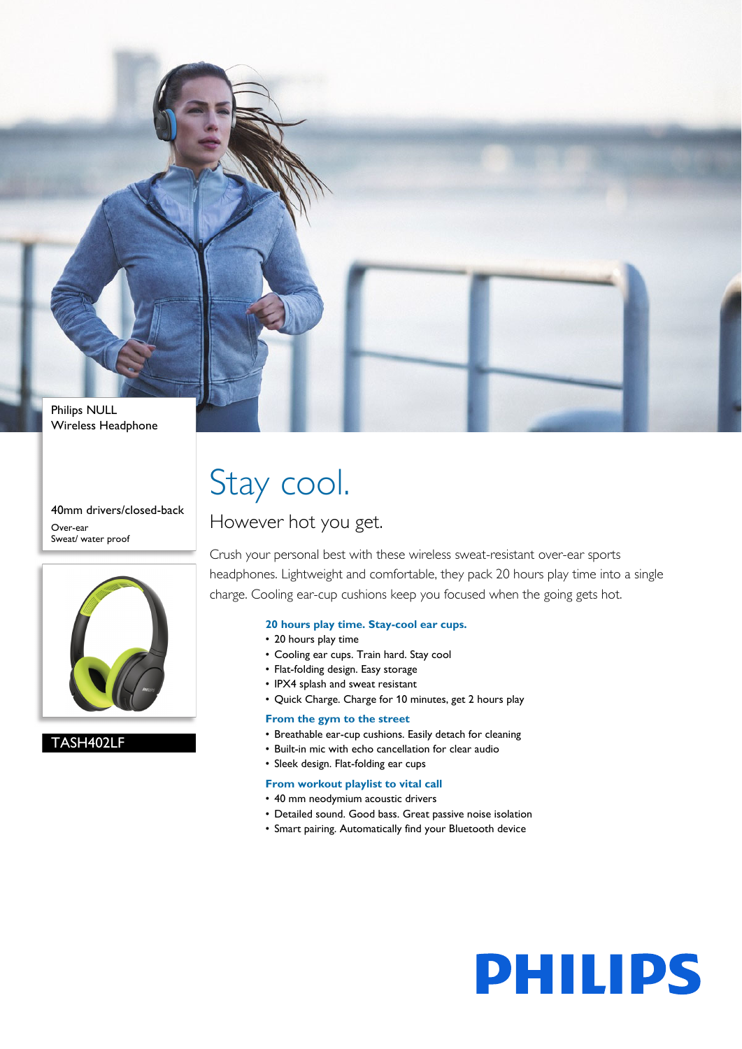Philips NULL
Wireless Headphone

40mm drivers/closed-back

Over-ear
Sweat/ water proof

TASH402LF

# Stay cool.

## However hot you get.

Crush your personal best with these wireless sweat-resistant over-ear sports headphones. Lightweight and comfortable, they pack 20 hours play time into a single charge. Cooling ear-cup cushions keep you focused when the going gets hot.

### 20 hours play time. Stay-cool ear cups.

- 20 hours play time
- Cooling ear cups. Train hard. Stay cool
- Flat-folding design. Easy storage
- IPX4 splash and sweat resistant
- Quick Charge. Charge for 10 minutes, get 2 hours play

### From the gym to the street

- Breathable ear-cup cushions. Easily detach for cleaning
- Built-in mic with echo cancellation for clear audio
- Sleek design. Flat-folding ear cups

### From workout playlist to vital call

- 40 mm neodymium acoustic drivers
- Detailed sound. Good bass. Great passive noise isolation
- Smart pairing. Automatically find your Bluetooth device

PHILIPS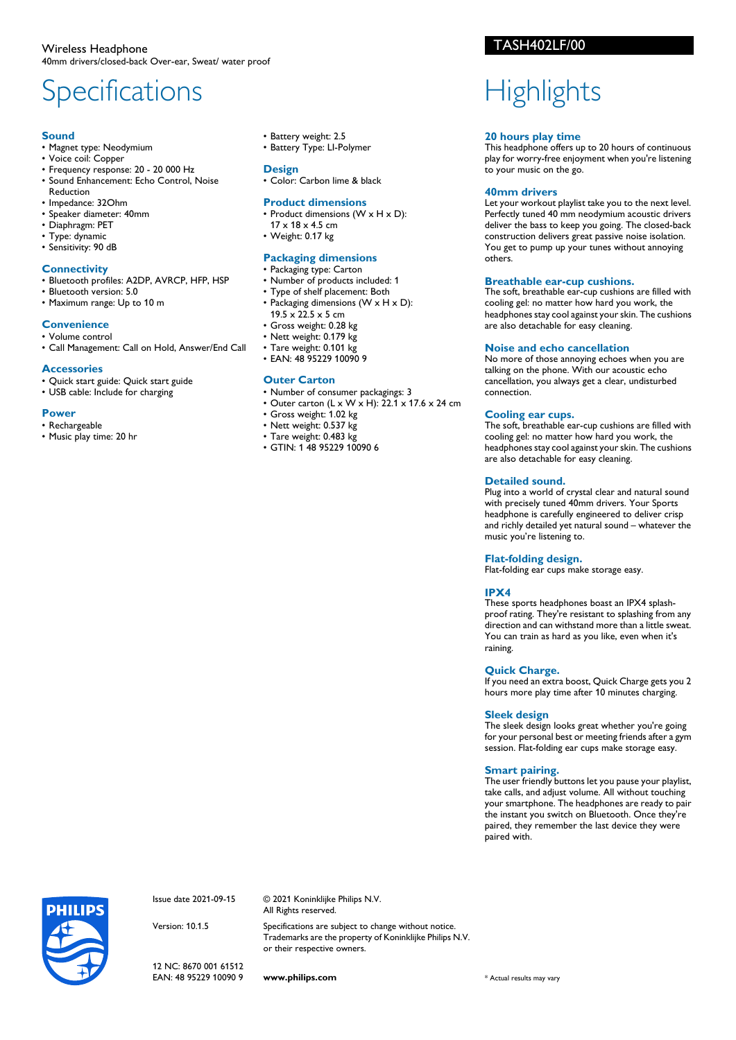Wireless Headphone
40mm drivers/closed-back Over-ear, Sweat/ water proof

TASH402LF/00

# Specifications

### Sound
- Magnet type: Neodymium
- Voice coil: Copper
- Frequency response: 20 - 20 000 Hz
- Sound Enhancement: Echo Control, Noise Reduction
- Impedance: 32Ohm
- Speaker diameter: 40mm
- Diaphragm: PET
- Type: dynamic
- Sensitivity: 90 dB

### Connectivity
- Bluetooth profiles: A2DP, AVRCP, HFP, HSP
- Bluetooth version: 5.0
- Maximum range: Up to 10 m

### Convenience
- Volume control
- Call Management: Call on Hold, Answer/End Call

### Accessories
- Quick start guide: Quick start guide
- USB cable: Include for charging

### Power
- Rechargeable
- Music play time: 20 hr
- Battery weight: 2.5
- Battery Type: LI-Polymer

### Design
- Color: Carbon lime & black

### Product dimensions
- Product dimensions (W x H x D): 17 x 18 x 4.5 cm
- Weight: 0.17 kg

### Packaging dimensions
- Packaging type: Carton
- Number of products included: 1
- Type of shelf placement: Both
- Packaging dimensions (W x H x D): 19.5 x 22.5 x 5 cm
- Gross weight: 0.28 kg
- Nett weight: 0.179 kg
- Tare weight: 0.101 kg
- EAN: 48 95229 10090 9

### Outer Carton
- Number of consumer packagings: 3
- Outer carton (L x W x H): 22.1 x 17.6 x 24 cm
- Gross weight: 1.02 kg
- Nett weight: 0.537 kg
- Tare weight: 0.483 kg
- GTIN: 1 48 95229 10090 6

# Highlights

### 20 hours play time
This headphone offers up to 20 hours of continuous play for worry-free enjoyment when you're listening to your music on the go.

### 40mm drivers
Let your workout playlist take you to the next level. Perfectly tuned 40 mm neodymium acoustic drivers deliver the bass to keep you going. The closed-back construction delivers great passive noise isolation. You get to pump up your tunes without annoying others.

### Breathable ear-cup cushions.
The soft, breathable ear-cup cushions are filled with cooling gel: no matter how hard you work, the headphones stay cool against your skin. The cushions are also detachable for easy cleaning.

### Noise and echo cancellation
No more of those annoying echoes when you are talking on the phone. With our acoustic echo cancellation, you always get a clear, undisturbed connection.

### Cooling ear cups.
The soft, breathable ear-cup cushions are filled with cooling gel: no matter how hard you work, the headphones stay cool against your skin. The cushions are also detachable for easy cleaning.

### Detailed sound.
Plug into a world of crystal clear and natural sound with precisely tuned 40mm drivers. Your Sports headphone is carefully engineered to deliver crisp and richly detailed yet natural sound – whatever the music you're listening to.

### Flat-folding design.
Flat-folding ear cups make storage easy.

### IPX4
These sports headphones boast an IPX4 splash-proof rating. They're resistant to splashing from any direction and can withstand more than a little sweat. You can train as hard as you like, even when it's raining.

### Quick Charge.
If you need an extra boost, Quick Charge gets you 2 hours more play time after 10 minutes charging.

### Sleek design
The sleek design looks great whether you're going for your personal best or meeting friends after a gym session. Flat-folding ear cups make storage easy.

### Smart pairing.
The user friendly buttons let you pause your playlist, take calls, and adjust volume. All without touching your smartphone. The headphones are ready to pair the instant you switch on Bluetooth. Once they're paired, they remember the last device they were paired with.

PHILIPS

Issue date 2021-09-15

Version: 10.1.5

12 NC: 8670 001 61512
EAN: 48 95229 10090 9

© 2021 Koninklijke Philips N.V.
All Rights reserved.

Specifications are subject to change without notice. Trademarks are the property of Koninklijke Philips N.V. or their respective owners.

**www.philips.com**

* Actual results may vary